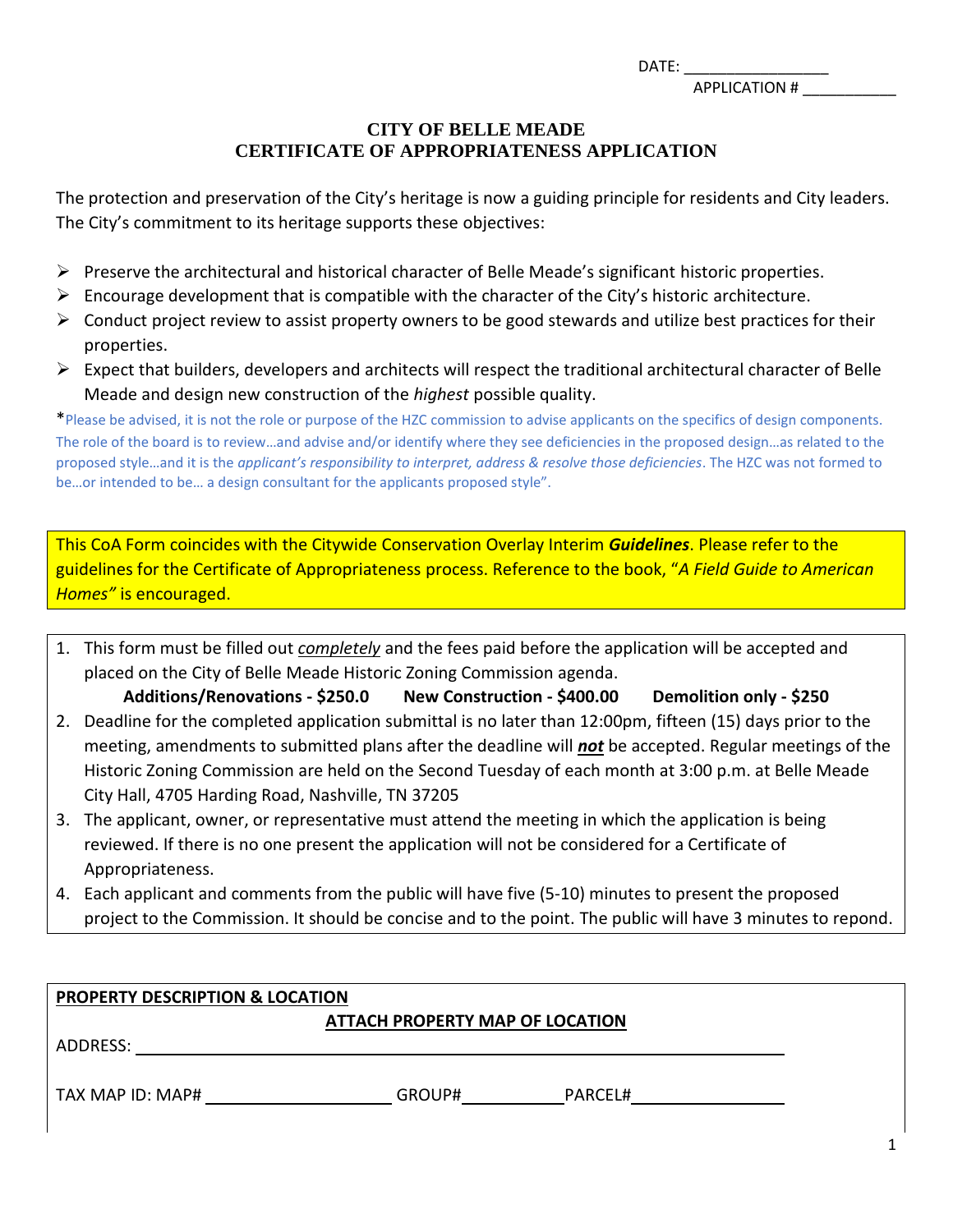DATE: _________________

APPLICATION # ___________

# CITY OF BELLE MEADE
## CERTIFICATE OF APPROPRIATENESS APPLICATION

The protection and preservation of the City's heritage is now a guiding principle for residents and City leaders. The City's commitment to its heritage supports these objectives:

- Preserve the architectural and historical character of Belle Meade's significant historic properties.
- Encourage development that is compatible with the character of the City's historic architecture.
- Conduct project review to assist property owners to be good stewards and utilize best practices for their properties.
- Expect that builders, developers and architects will respect the traditional architectural character of Belle Meade and design new construction of the *highest* possible quality.

*Please be advised, it is not the role or purpose of the HZC commission to advise applicants on the specifics of design components. The role of the board is to review…and advise and/or identify where they see deficiencies in the proposed design…as related to the proposed style…and it is the *applicant's responsibility to interpret, address & resolve those deficiencies*. The HZC was not formed to be…or intended to be… a design consultant for the applicants proposed style".

This CoA Form coincides with the Citywide Conservation Overlay Interim ***Guidelines***. Please refer to the guidelines for the Certificate of Appropriateness process. Reference to the book, "*A Field Guide to American Homes"* is encouraged.

1. This form must be filled out *completely* and the fees paid before the application will be accepted and placed on the City of Belle Meade Historic Zoning Commission agenda.
   **Additions/Renovations - $250.0 New Construction - $400.00 Demolition only - $250**
2. Deadline for the completed application submittal is no later than 12:00pm, fifteen (15) days prior to the meeting, amendments to submitted plans after the deadline will ***not*** be accepted. Regular meetings of the Historic Zoning Commission are held on the Second Tuesday of each month at 3:00 p.m. at Belle Meade City Hall, 4705 Harding Road, Nashville, TN 37205
3. The applicant, owner, or representative must attend the meeting in which the application is being reviewed. If there is no one present the application will not be considered for a Certificate of Appropriateness.
4. Each applicant and comments from the public will have five (5-10) minutes to present the proposed project to the Commission. It should be concise and to the point. The public will have 3 minutes to repond.

**PROPERTY DESCRIPTION & LOCATION**

**ATTACH PROPERTY MAP OF LOCATION**

ADDRESS: ____________________________________________

TAX MAP ID: MAP# ____________________ GROUP# ___________ PARCEL# ________________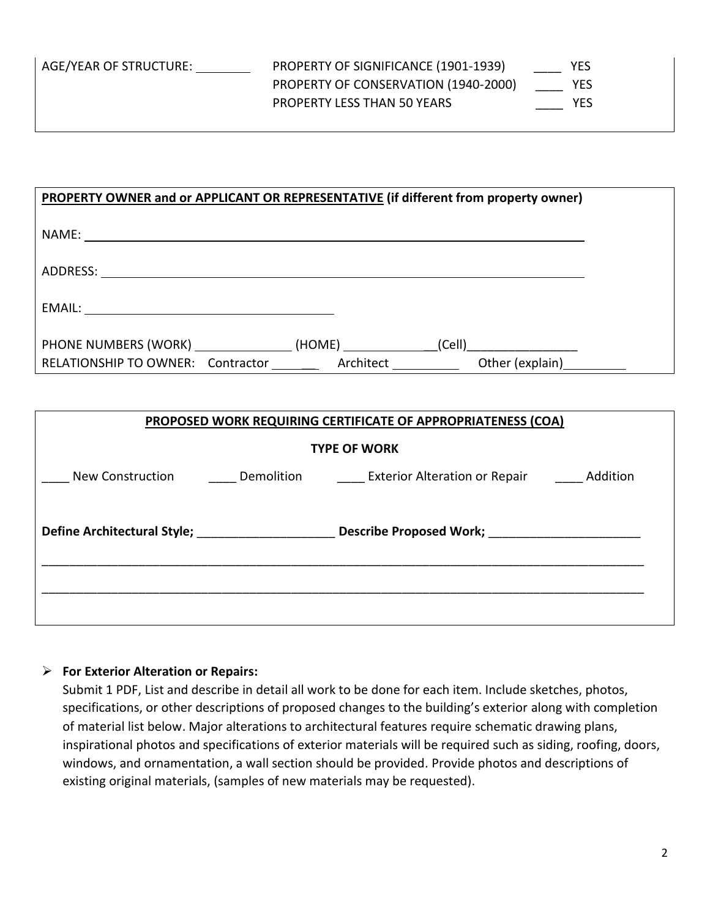AGE/YEAR OF STRUCTURE: ________

PROPERTY OF SIGNIFICANCE (1901-1939) ____ YES
PROPERTY OF CONSERVATION (1940-2000) ____ YES
PROPERTY LESS THAN 50 YEARS ____ YES

**PROPERTY OWNER and or APPLICANT OR REPRESENTATIVE (if different from property owner)**

NAME: ____________________________________________

ADDRESS: ____________________________________________

EMAIL: ______________________________

PHONE NUMBERS (WORK) ______________ (HOME) ______________(Cell)________________
RELATIONSHIP TO OWNER: Contractor _______ Architect __________ Other (explain)_________

**PROPOSED WORK REQUIRING CERTIFICATE OF APPROPRIATENESS (COA)**

**TYPE OF WORK**

____ New Construction ____ Demolition ____ Exterior Alteration or Repair ____ Addition

**Define Architectural Style;** ____________________ **Describe Proposed Work;** ______________________

_____________________________________________________________________________________

_____________________________________________________________________________________

- **For Exterior Alteration or Repairs:**
  Submit 1 PDF, List and describe in detail all work to be done for each item. Include sketches, photos, specifications, or other descriptions of proposed changes to the building's exterior along with completion of material list below. Major alterations to architectural features require schematic drawing plans, inspirational photos and specifications of exterior materials will be required such as siding, roofing, doors, windows, and ornamentation, a wall section should be provided. Provide photos and descriptions of existing original materials, (samples of new materials may be requested).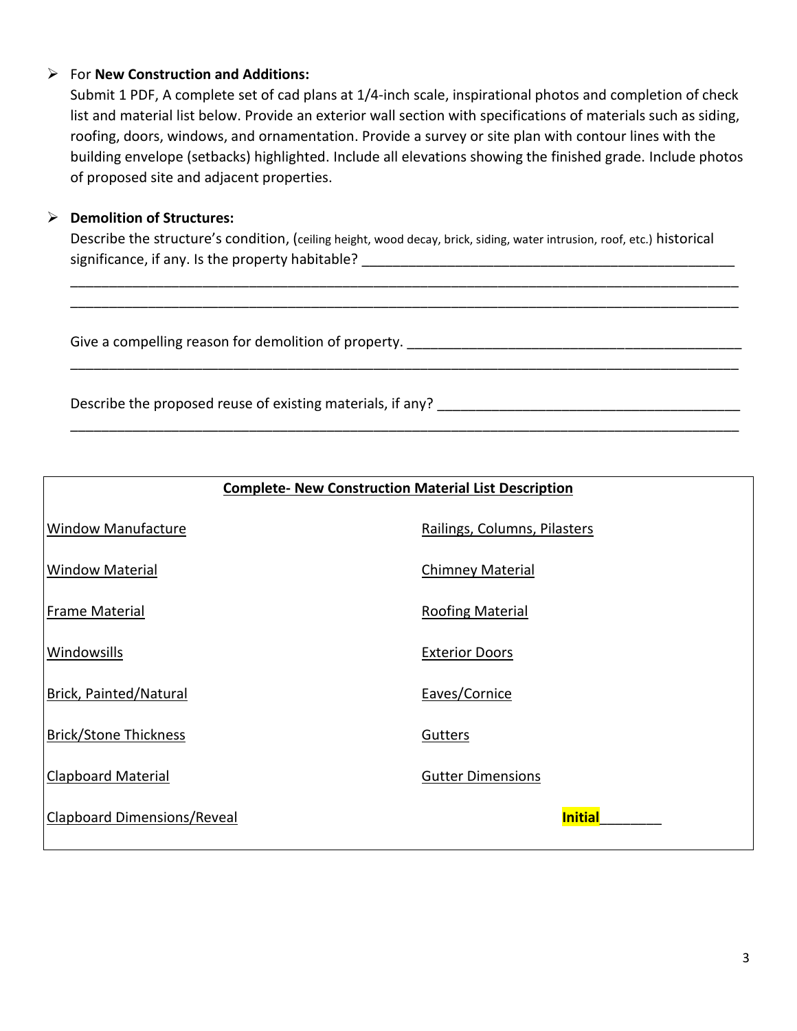- For **New Construction and Additions:**
  Submit 1 PDF, A complete set of cad plans at 1/4-inch scale, inspirational photos and completion of check list and material list below. Provide an exterior wall section with specifications of materials such as siding, roofing, doors, windows, and ornamentation. Provide a survey or site plan with contour lines with the building envelope (setbacks) highlighted. Include all elevations showing the finished grade. Include photos of proposed site and adjacent properties.

- **Demolition of Structures:**
  Describe the structure's condition, (ceiling height, wood decay, brick, siding, water intrusion, roof, etc.) historical significance, if any. Is the property habitable? ______________________________________________
  ________________________________________________________________________________
  ________________________________________________________________________________

  Give a compelling reason for demolition of property. ________________________________________
  ________________________________________________________________________________

  Describe the proposed reuse of existing materials, if any? ____________________________________
  ________________________________________________________________________________

| **Complete- New Construction Material List Description** | |
|---|---|
| Window Manufacture | Railings, Columns, Pilasters |
| Window Material | Chimney Material |
| Frame Material | Roofing Material |
| Windowsills | Exterior Doors |
| Brick, Painted/Natural | Eaves/Cornice |
| Brick/Stone Thickness | Gutters |
| Clapboard Material | Gutter Dimensions |
| Clapboard Dimensions/Reveal | **Initial**________ |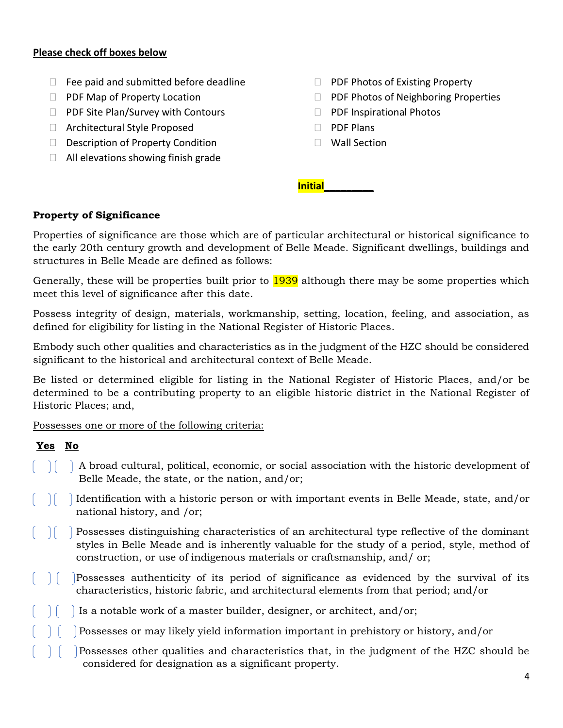**Please check off boxes below**

- ☐ Fee paid and submitted before deadline
- ☐ PDF Map of Property Location
- ☐ PDF Site Plan/Survey with Contours
- ☐ Architectural Style Proposed
- ☐ Description of Property Condition
- ☐ All elevations showing finish grade
- ☐ PDF Photos of Existing Property
- ☐ PDF Photos of Neighboring Properties
- ☐ PDF Inspirational Photos
- ☐ PDF Plans
- ☐ Wall Section

**Initial**_________

**Property of Significance**

Properties of significance are those which are of particular architectural or historical significance to the early 20th century growth and development of Belle Meade. Significant dwellings, buildings and structures in Belle Meade are defined as follows:

Generally, these will be properties built prior to 1939 although there may be some properties which meet this level of significance after this date.

Possess integrity of design, materials, workmanship, setting, location, feeling, and association, as defined for eligibility for listing in the National Register of Historic Places.

Embody such other qualities and characteristics as in the judgment of the HZC should be considered significant to the historical and architectural context of Belle Meade.

Be listed or determined eligible for listing in the National Register of Historic Places, and/or be determined to be a contributing property to an eligible historic district in the National Register of Historic Places; and,

Possesses one or more of the following criteria:

**Yes** **No**

[ ] [ ] A broad cultural, political, economic, or social association with the historic development of Belle Meade, the state, or the nation, and/or;

[ ] [ ] Identification with a historic person or with important events in Belle Meade, state, and/or national history, and /or;

[ ] [ ] Possesses distinguishing characteristics of an architectural type reflective of the dominant styles in Belle Meade and is inherently valuable for the study of a period, style, method of construction, or use of indigenous materials or craftsmanship, and/ or;

[ ] [ ] Possesses authenticity of its period of significance as evidenced by the survival of its characteristics, historic fabric, and architectural elements from that period; and/or

[ ] [ ] Is a notable work of a master builder, designer, or architect, and/or;

[ ] [ ] Possesses or may likely yield information important in prehistory or history, and/or

[ ] [ ] Possesses other qualities and characteristics that, in the judgment of the HZC should be considered for designation as a significant property.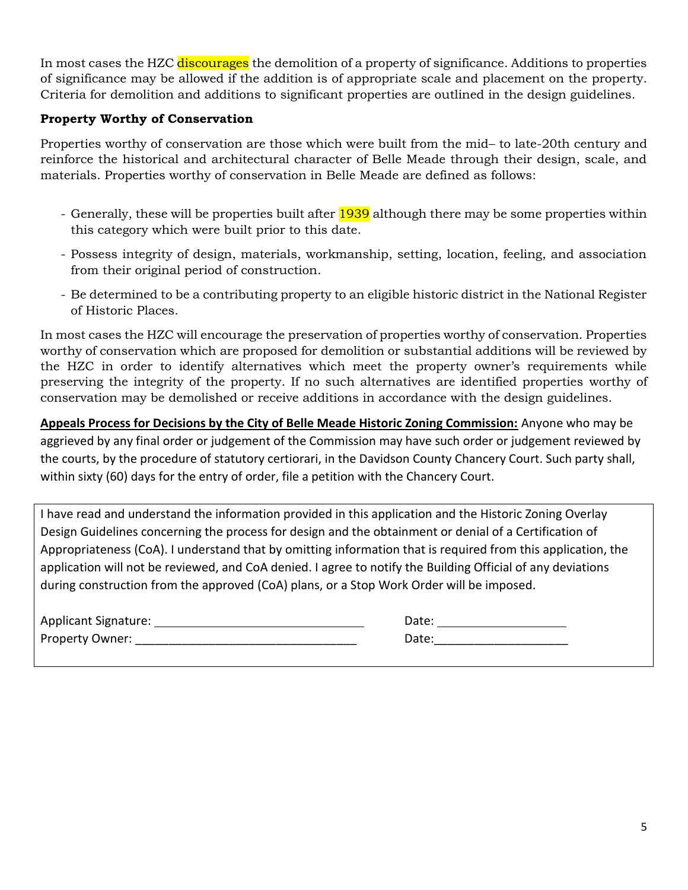In most cases the HZC discourages the demolition of a property of significance. Additions to properties of significance may be allowed if the addition is of appropriate scale and placement on the property. Criteria for demolition and additions to significant properties are outlined in the design guidelines.

**Property Worthy of Conservation**

Properties worthy of conservation are those which were built from the mid– to late-20th century and reinforce the historical and architectural character of Belle Meade through their design, scale, and materials. Properties worthy of conservation in Belle Meade are defined as follows:

- Generally, these will be properties built after 1939 although there may be some properties within this category which were built prior to this date.
- Possess integrity of design, materials, workmanship, setting, location, feeling, and association from their original period of construction.
- Be determined to be a contributing property to an eligible historic district in the National Register of Historic Places.

In most cases the HZC will encourage the preservation of properties worthy of conservation. Properties worthy of conservation which are proposed for demolition or substantial additions will be reviewed by the HZC in order to identify alternatives which meet the property owner's requirements while preserving the integrity of the property. If no such alternatives are identified properties worthy of conservation may be demolished or receive additions in accordance with the design guidelines.

**Appeals Process for Decisions by the City of Belle Meade Historic Zoning Commission:** Anyone who may be aggrieved by any final order or judgement of the Commission may have such order or judgement reviewed by the courts, by the procedure of statutory certiorari, in the Davidson County Chancery Court. Such party shall, within sixty (60) days for the entry of order, file a petition with the Chancery Court.

I have read and understand the information provided in this application and the Historic Zoning Overlay Design Guidelines concerning the process for design and the obtainment or denial of a Certification of Appropriateness (CoA). I understand that by omitting information that is required from this application, the application will not be reviewed, and CoA denied. I agree to notify the Building Official of any deviations during construction from the approved (CoA) plans, or a Stop Work Order will be imposed.

Applicant Signature: ______________________________ Date: __________________

Property Owner: ________________________________ Date: __________________